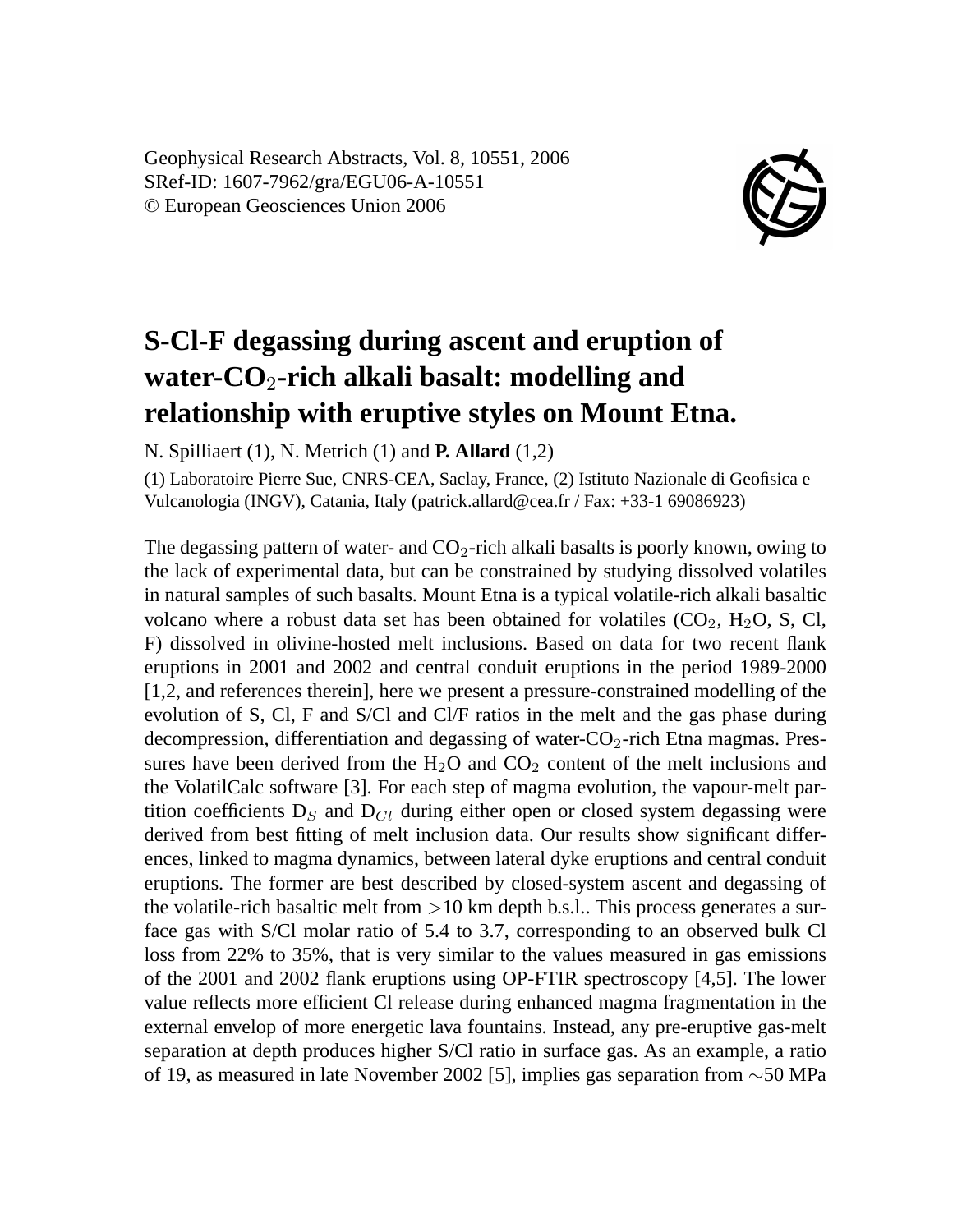# S-Cl-F degassing during ascent and eruption of water-$CO_2$-rich alkali basalt: modelling and relationship with eruptive styles on Mount Etna.

N. Spilliaert (1), N. Metrich (1) and **P. Allard** (1,2)

(1) Laboratoire Pierre Sue, CNRS-CEA, Saclay, France, (2) Istituto Nazionale di Geofisica e Vulcanologia (INGV), Catania, Italy (patrick.allard@cea.fr / Fax: +33-1 69086923)

The degassing pattern of water- and $CO_2$-rich alkali basalts is poorly known, owing to the lack of experimental data, but can be constrained by studying dissolved volatiles in natural samples of such basalts. Mount Etna is a typical volatile-rich alkali basaltic volcano where a robust data set has been obtained for volatiles ($CO_2$, $H_2O$, S, Cl, F) dissolved in olivine-hosted melt inclusions. Based on data for two recent flank eruptions in 2001 and 2002 and central conduit eruptions in the period 1989-2000 [1,2, and references therein], here we present a pressure-constrained modelling of the evolution of S, Cl, F and S/Cl and Cl/F ratios in the melt and the gas phase during decompression, differentiation and degassing of water-$CO_2$-rich Etna magmas. Pressures have been derived from the $H_2O$ and $CO_2$ content of the melt inclusions and the VolatilCalc software [3]. For each step of magma evolution, the vapour-melt partition coefficients $D_S$ and $D_{Cl}$ during either open or closed system degassing were derived from best fitting of melt inclusion data. Our results show significant differences, linked to magma dynamics, between lateral dyke eruptions and central conduit eruptions. The former are best described by closed-system ascent and degassing of the volatile-rich basaltic melt from >10 km depth b.s.l.. This process generates a surface gas with S/Cl molar ratio of 5.4 to 3.7, corresponding to an observed bulk Cl loss from 22% to 35%, that is very similar to the values measured in gas emissions of the 2001 and 2002 flank eruptions using OP-FTIR spectroscopy [4,5]. The lower value reflects more efficient Cl release during enhanced magma fragmentation in the external envelop of more energetic lava fountains. Instead, any pre-eruptive gas-melt separation at depth produces higher S/Cl ratio in surface gas. As an example, a ratio of 19, as measured in late November 2002 [5], implies gas separation from $\sim$50 MPa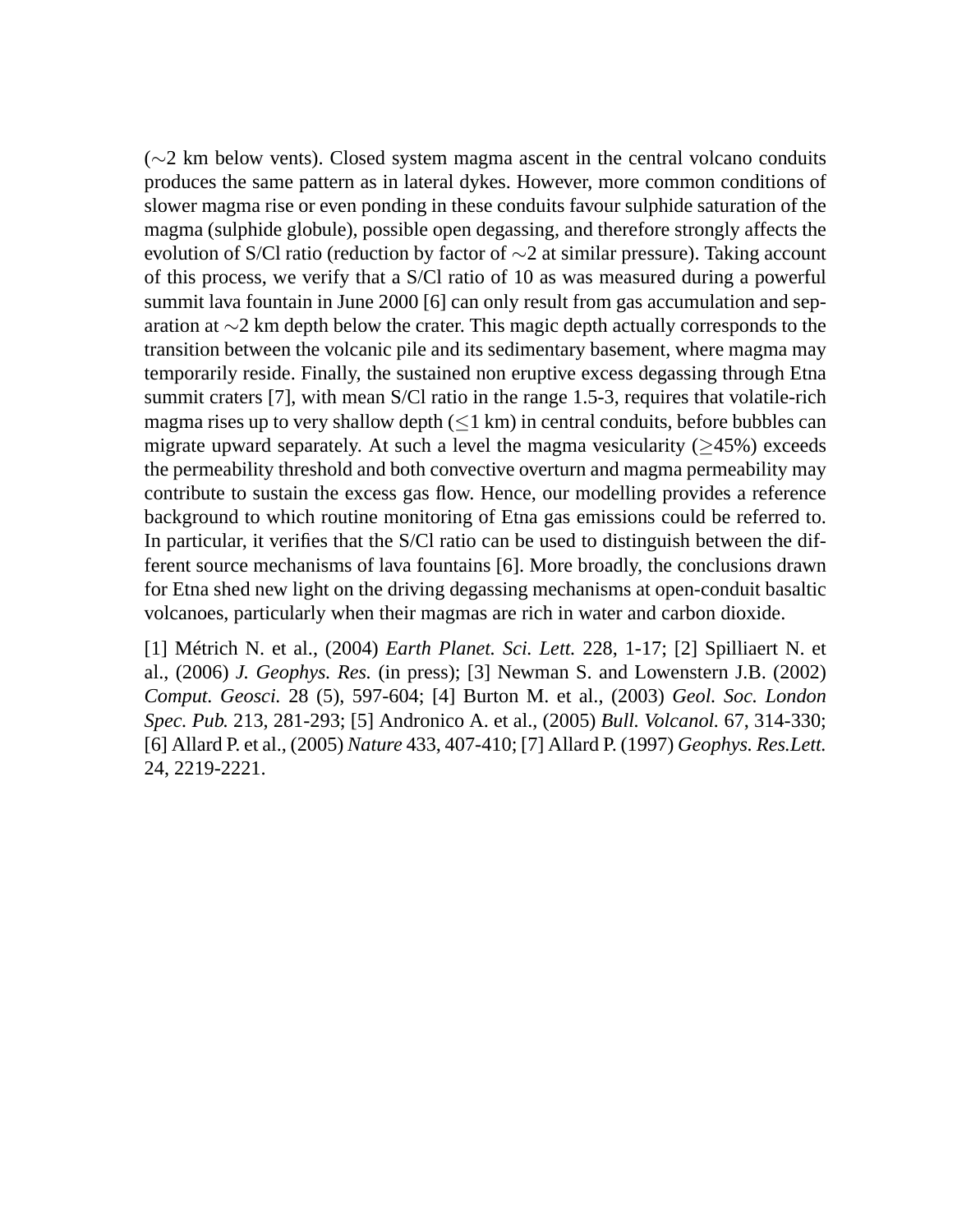($\sim$2 km below vents). Closed system magma ascent in the central volcano conduits produces the same pattern as in lateral dykes. However, more common conditions of slower magma rise or even ponding in these conduits favour sulphide saturation of the magma (sulphide globule), possible open degassing, and therefore strongly affects the evolution of S/Cl ratio (reduction by factor of $\sim$2 at similar pressure). Taking account of this process, we verify that a S/Cl ratio of 10 as was measured during a powerful summit lava fountain in June 2000 [6] can only result from gas accumulation and separation at $\sim$2 km depth below the crater. This magic depth actually corresponds to the transition between the volcanic pile and its sedimentary basement, where magma may temporarily reside. Finally, the sustained non eruptive excess degassing through Etna summit craters [7], with mean S/Cl ratio in the range 1.5-3, requires that volatile-rich magma rises up to very shallow depth ($\leq$1 km) in central conduits, before bubbles can migrate upward separately. At such a level the magma vesicularity ($\geq$45%) exceeds the permeability threshold and both convective overturn and magma permeability may contribute to sustain the excess gas flow. Hence, our modelling provides a reference background to which routine monitoring of Etna gas emissions could be referred to. In particular, it verifies that the S/Cl ratio can be used to distinguish between the different source mechanisms of lava fountains [6]. More broadly, the conclusions drawn for Etna shed new light on the driving degassing mechanisms at open-conduit basaltic volcanoes, particularly when their magmas are rich in water and carbon dioxide.

[1] Métrich N. et al., (2004) *Earth Planet. Sci. Lett.* 228, 1-17; [2] Spilliaert N. et al., (2006) *J. Geophys. Res.* (in press); [3] Newman S. and Lowenstern J.B. (2002) *Comput. Geosci.* 28 (5), 597-604; [4] Burton M. et al., (2003) *Geol. Soc. London Spec. Pub.* 213, 281-293; [5] Andronico A. et al., (2005) *Bull. Volcanol.* 67, 314-330; [6] Allard P. et al., (2005) *Nature* 433, 407-410; [7] Allard P. (1997) *Geophys. Res.Lett.* 24, 2219-2221.